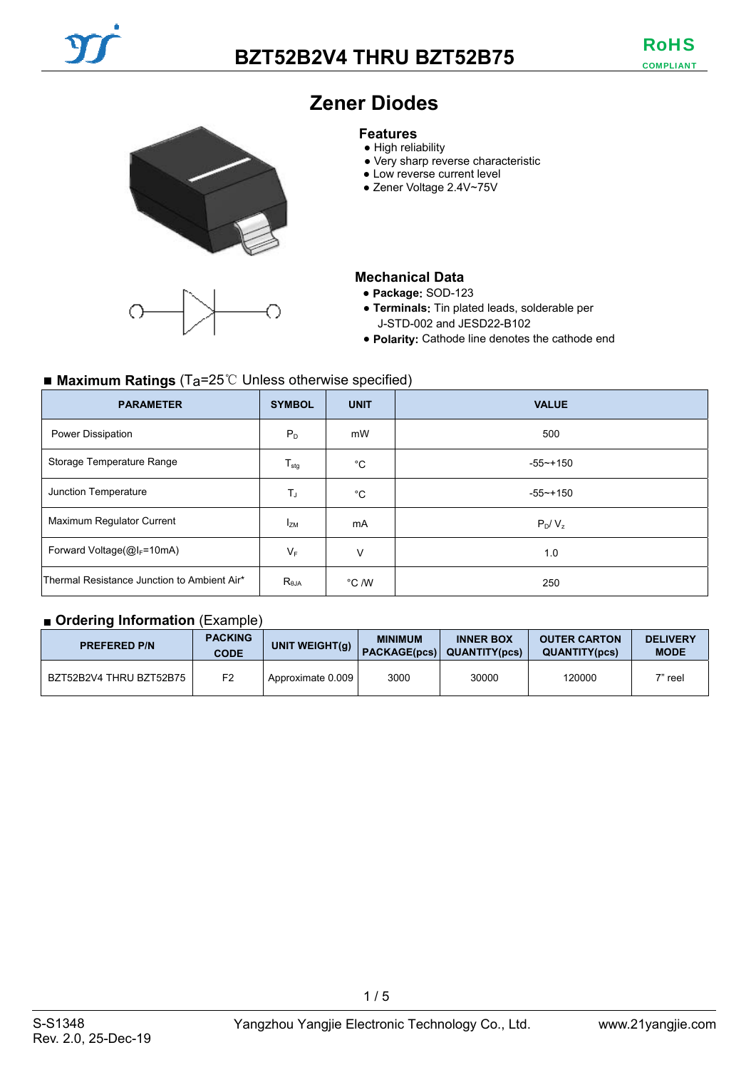# BZT52B2V4 THRU BZT52B75

RoHS COMPLIANT

## Zener Diodes

### Features

- High reliability
- Very sharp reverse characteristic
- Low reverse current level
- Zener Voltage 2.4V~75V

### Mechanical Data

- **Package:** SOD-123
- **Terminals:** Tin plated leads, solderable per J-STD-002 and JESD22-B102
- **Polarity:** Cathode line denotes the cathode end

### ■ Maximum Ratings ($T_a$=25℃ Unless otherwise specified)

| PARAMETER | SYMBOL | UNIT | VALUE |
|---|---|---|---|
| Power Dissipation | $P_D$ | mW | 500 |
| Storage Temperature Range | $T_{stg}$ | °C | -55~+150 |
| Junction Temperature | $T_J$ | °C | -55~+150 |
| Maximum Regulator Current | $I_{ZM}$ | mA | $P_D$/ $V_z$ |
| Forward Voltage(@$I_F$=10mA) | $V_F$ | V | 1.0 |
| Thermal Resistance Junction to Ambient Air* | $R_{\theta JA}$ | °C /W | 250 |

### ■ Ordering Information (Example)

| PREFERED P/N | PACKING CODE | UNIT WEIGHT(g) | MINIMUM PACKAGE(pcs) | INNER BOX QUANTITY(pcs) | OUTER CARTON QUANTITY(pcs) | DELIVERY MODE |
|---|---|---|---|---|---|---|
| BZT52B2V4 THRU BZT52B75 | F2 | Approximate 0.009 | 3000 | 30000 | 120000 | 7" reel |

S-S1348
Rev. 2.0, 25-Dec-19

Yangzhou Yangjie Electronic Technology Co., Ltd.

www.21yangjie.com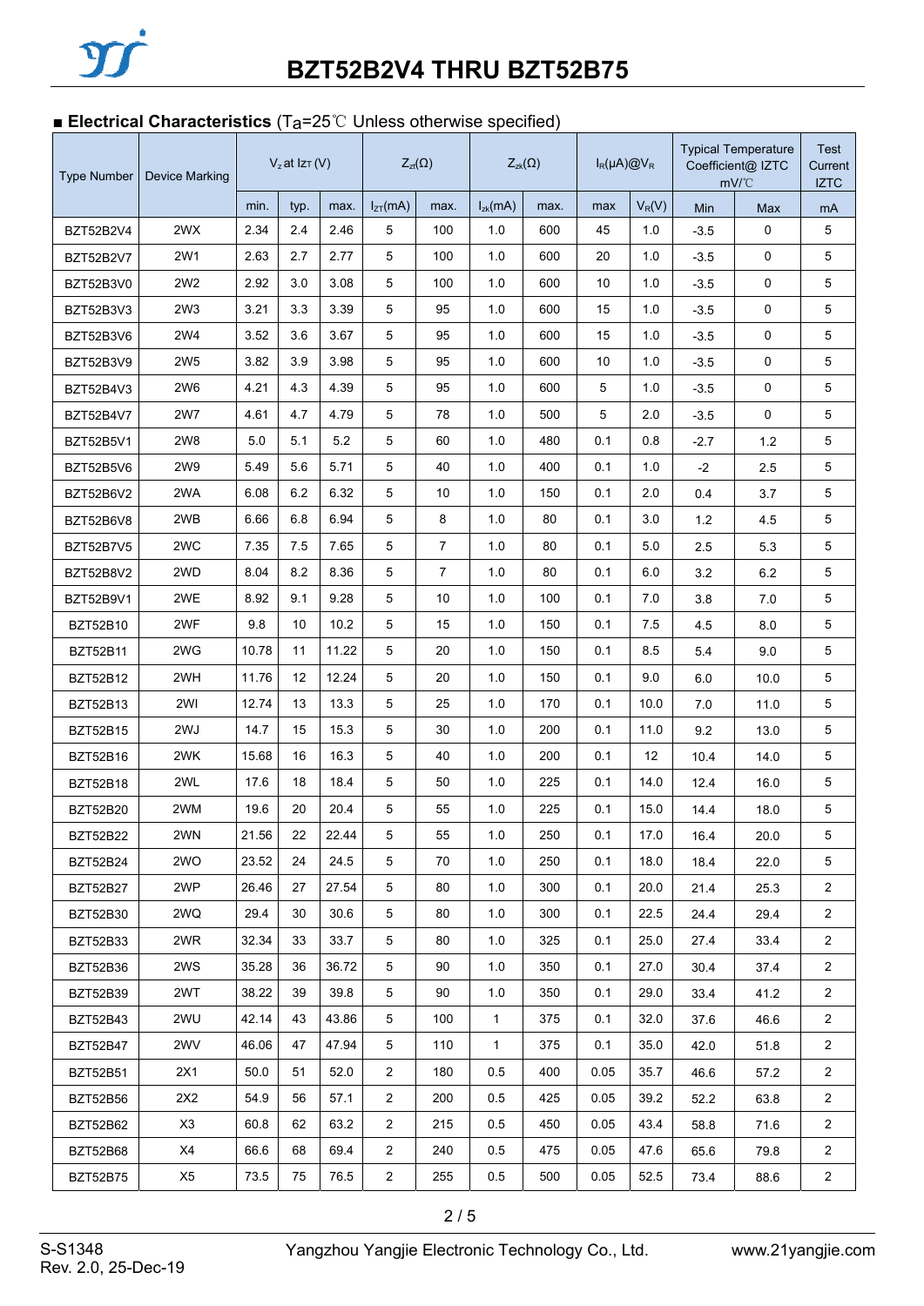## BZT52B2V4 THRU BZT52B75

■ **Electrical Characteristics** ($T_a$=25℃ Unless otherwise specified)

| Type Number | Device Marking | $V_z$ at $I_{ZT}$ (V) | | | $Z_{zt}$(Ω) | | $Z_{zk}$(Ω) | | $I_R$(μA)@$V_R$ | | Typical Temperature Coefficient@ IZTC mV/℃ | | Test Current IZTC |
|---|---|---|---|---|---|---|---|---|---|---|---|---|---|
| | | min. | typ. | max. | $I_{ZT}$(mA) | max. | $I_{zk}$(mA) | max. | max | $V_R$(V) | Min | Max | mA |
| BZT52B2V4 | 2WX | 2.34 | 2.4 | 2.46 | 5 | 100 | 1.0 | 600 | 45 | 1.0 | -3.5 | 0 | 5 |
| BZT52B2V7 | 2W1 | 2.63 | 2.7 | 2.77 | 5 | 100 | 1.0 | 600 | 20 | 1.0 | -3.5 | 0 | 5 |
| BZT52B3V0 | 2W2 | 2.92 | 3.0 | 3.08 | 5 | 100 | 1.0 | 600 | 10 | 1.0 | -3.5 | 0 | 5 |
| BZT52B3V3 | 2W3 | 3.21 | 3.3 | 3.39 | 5 | 95 | 1.0 | 600 | 15 | 1.0 | -3.5 | 0 | 5 |
| BZT52B3V6 | 2W4 | 3.52 | 3.6 | 3.67 | 5 | 95 | 1.0 | 600 | 15 | 1.0 | -3.5 | 0 | 5 |
| BZT52B3V9 | 2W5 | 3.82 | 3.9 | 3.98 | 5 | 95 | 1.0 | 600 | 10 | 1.0 | -3.5 | 0 | 5 |
| BZT52B4V3 | 2W6 | 4.21 | 4.3 | 4.39 | 5 | 95 | 1.0 | 600 | 5 | 1.0 | -3.5 | 0 | 5 |
| BZT52B4V7 | 2W7 | 4.61 | 4.7 | 4.79 | 5 | 78 | 1.0 | 500 | 5 | 2.0 | -3.5 | 0 | 5 |
| BZT52B5V1 | 2W8 | 5.0 | 5.1 | 5.2 | 5 | 60 | 1.0 | 480 | 0.1 | 0.8 | -2.7 | 1.2 | 5 |
| BZT52B5V6 | 2W9 | 5.49 | 5.6 | 5.71 | 5 | 40 | 1.0 | 400 | 0.1 | 1.0 | -2 | 2.5 | 5 |
| BZT52B6V2 | 2WA | 6.08 | 6.2 | 6.32 | 5 | 10 | 1.0 | 150 | 0.1 | 2.0 | 0.4 | 3.7 | 5 |
| BZT52B6V8 | 2WB | 6.66 | 6.8 | 6.94 | 5 | 8 | 1.0 | 80 | 0.1 | 3.0 | 1.2 | 4.5 | 5 |
| BZT52B7V5 | 2WC | 7.35 | 7.5 | 7.65 | 5 | 7 | 1.0 | 80 | 0.1 | 5.0 | 2.5 | 5.3 | 5 |
| BZT52B8V2 | 2WD | 8.04 | 8.2 | 8.36 | 5 | 7 | 1.0 | 80 | 0.1 | 6.0 | 3.2 | 6.2 | 5 |
| BZT52B9V1 | 2WE | 8.92 | 9.1 | 9.28 | 5 | 10 | 1.0 | 100 | 0.1 | 7.0 | 3.8 | 7.0 | 5 |
| BZT52B10 | 2WF | 9.8 | 10 | 10.2 | 5 | 15 | 1.0 | 150 | 0.1 | 7.5 | 4.5 | 8.0 | 5 |
| BZT52B11 | 2WG | 10.78 | 11 | 11.22 | 5 | 20 | 1.0 | 150 | 0.1 | 8.5 | 5.4 | 9.0 | 5 |
| BZT52B12 | 2WH | 11.76 | 12 | 12.24 | 5 | 20 | 1.0 | 150 | 0.1 | 9.0 | 6.0 | 10.0 | 5 |
| BZT52B13 | 2WI | 12.74 | 13 | 13.3 | 5 | 25 | 1.0 | 170 | 0.1 | 10.0 | 7.0 | 11.0 | 5 |
| BZT52B15 | 2WJ | 14.7 | 15 | 15.3 | 5 | 30 | 1.0 | 200 | 0.1 | 11.0 | 9.2 | 13.0 | 5 |
| BZT52B16 | 2WK | 15.68 | 16 | 16.3 | 5 | 40 | 1.0 | 200 | 0.1 | 12 | 10.4 | 14.0 | 5 |
| BZT52B18 | 2WL | 17.6 | 18 | 18.4 | 5 | 50 | 1.0 | 225 | 0.1 | 14.0 | 12.4 | 16.0 | 5 |
| BZT52B20 | 2WM | 19.6 | 20 | 20.4 | 5 | 55 | 1.0 | 225 | 0.1 | 15.0 | 14.4 | 18.0 | 5 |
| BZT52B22 | 2WN | 21.56 | 22 | 22.44 | 5 | 55 | 1.0 | 250 | 0.1 | 17.0 | 16.4 | 20.0 | 5 |
| BZT52B24 | 2WO | 23.52 | 24 | 24.5 | 5 | 70 | 1.0 | 250 | 0.1 | 18.0 | 18.4 | 22.0 | 5 |
| BZT52B27 | 2WP | 26.46 | 27 | 27.54 | 5 | 80 | 1.0 | 300 | 0.1 | 20.0 | 21.4 | 25.3 | 2 |
| BZT52B30 | 2WQ | 29.4 | 30 | 30.6 | 5 | 80 | 1.0 | 300 | 0.1 | 22.5 | 24.4 | 29.4 | 2 |
| BZT52B33 | 2WR | 32.34 | 33 | 33.7 | 5 | 80 | 1.0 | 325 | 0.1 | 25.0 | 27.4 | 33.4 | 2 |
| BZT52B36 | 2WS | 35.28 | 36 | 36.72 | 5 | 90 | 1.0 | 350 | 0.1 | 27.0 | 30.4 | 37.4 | 2 |
| BZT52B39 | 2WT | 38.22 | 39 | 39.8 | 5 | 90 | 1.0 | 350 | 0.1 | 29.0 | 33.4 | 41.2 | 2 |
| BZT52B43 | 2WU | 42.14 | 43 | 43.86 | 5 | 100 | 1 | 375 | 0.1 | 32.0 | 37.6 | 46.6 | 2 |
| BZT52B47 | 2WV | 46.06 | 47 | 47.94 | 5 | 110 | 1 | 375 | 0.1 | 35.0 | 42.0 | 51.8 | 2 |
| BZT52B51 | 2X1 | 50.0 | 51 | 52.0 | 2 | 180 | 0.5 | 400 | 0.05 | 35.7 | 46.6 | 57.2 | 2 |
| BZT52B56 | 2X2 | 54.9 | 56 | 57.1 | 2 | 200 | 0.5 | 425 | 0.05 | 39.2 | 52.2 | 63.8 | 2 |
| BZT52B62 | X3 | 60.8 | 62 | 63.2 | 2 | 215 | 0.5 | 450 | 0.05 | 43.4 | 58.8 | 71.6 | 2 |
| BZT52B68 | X4 | 66.6 | 68 | 69.4 | 2 | 240 | 0.5 | 475 | 0.05 | 47.6 | 65.6 | 79.8 | 2 |
| BZT52B75 | X5 | 73.5 | 75 | 76.5 | 2 | 255 | 0.5 | 500 | 0.05 | 52.5 | 73.4 | 88.6 | 2 |

S-S1348
Rev. 2.0, 25-Dec-19

Yangzhou Yangjie Electronic Technology Co., Ltd.

www.21yangjie.com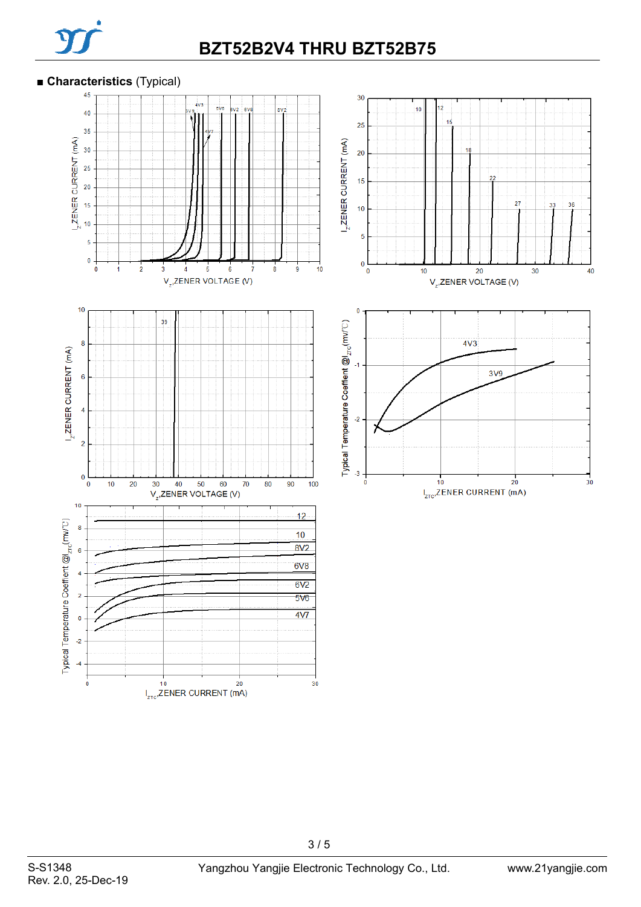■ **Characteristics** (Typical)

$I_Z$,ZENER CURRENT (mA)
45
40
35
30
25
20
15
10
5
0
0 1 2 3 4 5 6 7 8 9 10
$V_Z$,ZENER VOLTAGE (V)
3V9 4V3 4V7 5V6 6V2 6V8 8V2

$I_Z$,ZENER CURRENT (mA)
30
25
20
15
10
5
0
0 10 20 30 40
$V_Z$,ZENER VOLTAGE (V)
10 12 15 18 22 27 33 36

$I_Z$,ZENER CURRENT (mA)
10
8
6
4
2
0
0 10 20 30 40 50 60 70 80 90 100
$V_Z$,ZENER VOLTAGE (V)
39

Typical Temperature Coeffient @$I_{ZTC}$(mv/℃)
0
-1
-2
-3
0 10 20 30
$I_{ZTC}$,ZENER CURRENT (mA)
4V3
3V9

Typical Temperature Coeffient @$I_{ZTC}$(mv/℃)
10
8
6
4
2
0
-2
-4
0 10 20 30
$I_{ZTC}$,ZENER CURRENT (mA)
12
10
8V2
6V8
6V2
5V6
4V7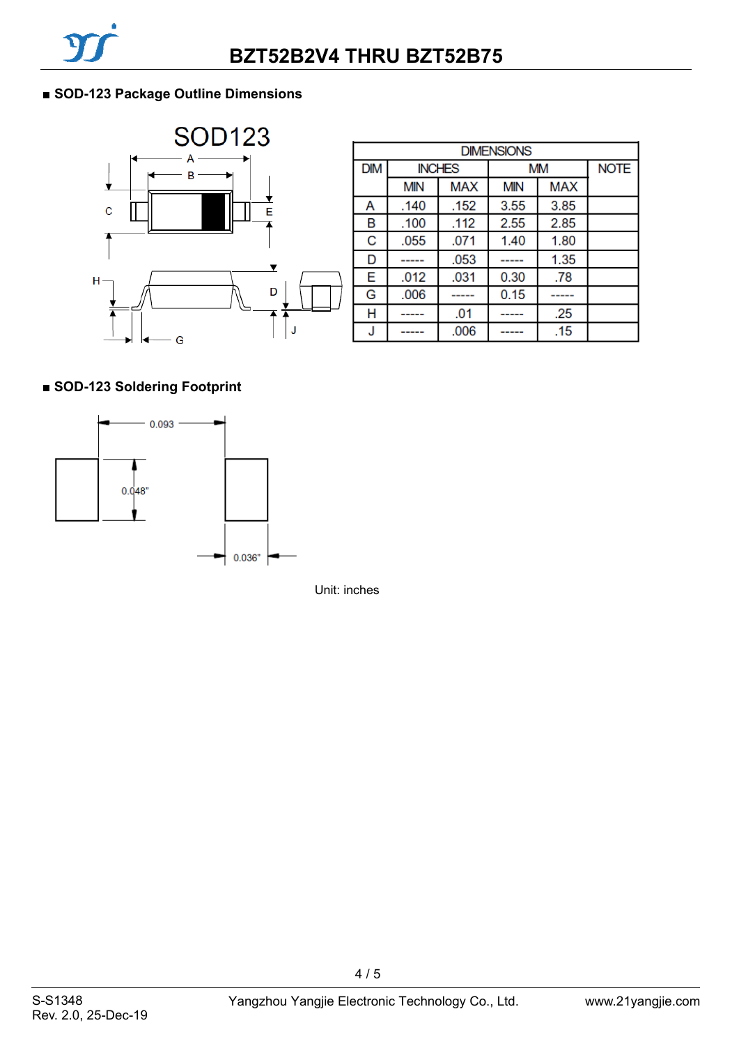■ **SOD-123 Package Outline Dimensions**

SOD123

A
B
C
E
H
D
J
G

| DIM | INCHES | | MM | | NOTE |
|---|---|---|---|---|---|
| | MIN | MAX | MIN | MAX | |
| A | .140 | .152 | 3.55 | 3.85 | |
| B | .100 | .112 | 2.55 | 2.85 | |
| C | .055 | .071 | 1.40 | 1.80 | |
| D | ----- | .053 | ----- | 1.35 | |
| E | .012 | .031 | 0.30 | .78 | |
| G | .006 | ----- | 0.15 | ----- | |
| H | ----- | .01 | ----- | .25 | |
| J | ----- | .006 | ----- | .15 | |

■ **SOD-123 Soldering Footprint**

0.093

0.048"

0.036"

Unit: inches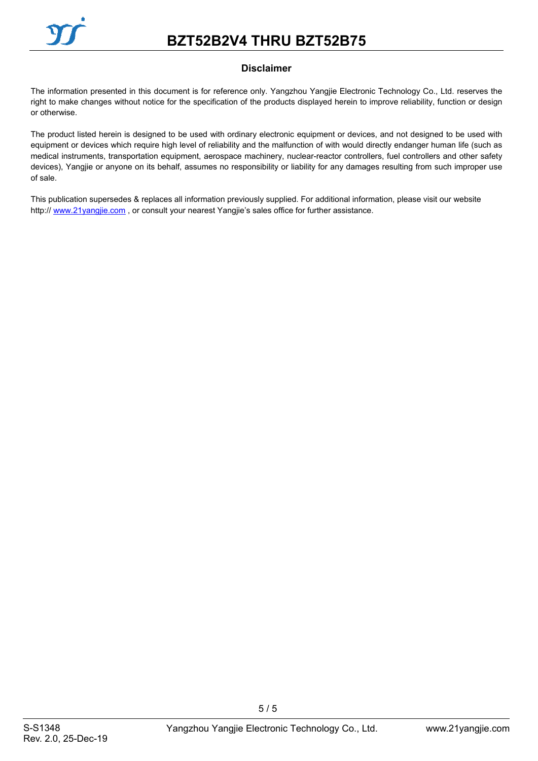## Disclaimer

The information presented in this document is for reference only. Yangzhou Yangjie Electronic Technology Co., Ltd. reserves the right to make changes without notice for the specification of the products displayed herein to improve reliability, function or design or otherwise.

The product listed herein is designed to be used with ordinary electronic equipment or devices, and not designed to be used with equipment or devices which require high level of reliability and the malfunction of with would directly endanger human life (such as medical instruments, transportation equipment, aerospace machinery, nuclear-reactor controllers, fuel controllers and other safety devices), Yangjie or anyone on its behalf, assumes no responsibility or liability for any damages resulting from such improper use of sale.

This publication supersedes & replaces all information previously supplied. For additional information, please visit our website http:// www.21yangjie.com , or consult your nearest Yangjie's sales office for further assistance.